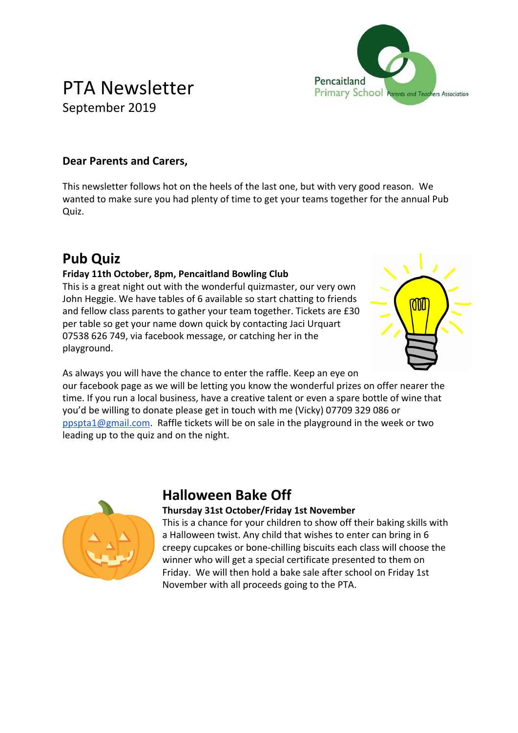# PTA Newsletter

September 2019

Pencaitland Primary School Parents and Teachers Association

**Dear Parents and Carers,**

This newsletter follows hot on the heels of the last one, but with very good reason. We wanted to make sure you had plenty of time to get your teams together for the annual Pub Quiz.

## Pub Quiz

**Friday 11th October, 8pm, Pencaitland Bowling Club**

This is a great night out with the wonderful quizmaster, our very own John Heggie. We have tables of 6 available so start chatting to friends and fellow class parents to gather your team together. Tickets are £30 per table so get your name down quick by contacting Jaci Urquart 07538 626 749, via facebook message, or catching her in the playground.

As always you will have the chance to enter the raffle. Keep an eye on our facebook page as we will be letting you know the wonderful prizes on offer nearer the time. If you run a local business, have a creative talent or even a spare bottle of wine that you'd be willing to donate please get in touch with me (Vicky) 07709 329 086 or ppspta1@gmail.com. Raffle tickets will be on sale in the playground in the week or two leading up to the quiz and on the night.

## Halloween Bake Off

**Thursday 31st October/Friday 1st November**

This is a chance for your children to show off their baking skills with a Halloween twist. Any child that wishes to enter can bring in 6 creepy cupcakes or bone-chilling biscuits each class will choose the winner who will get a special certificate presented to them on Friday. We will then hold a bake sale after school on Friday 1st November with all proceeds going to the PTA.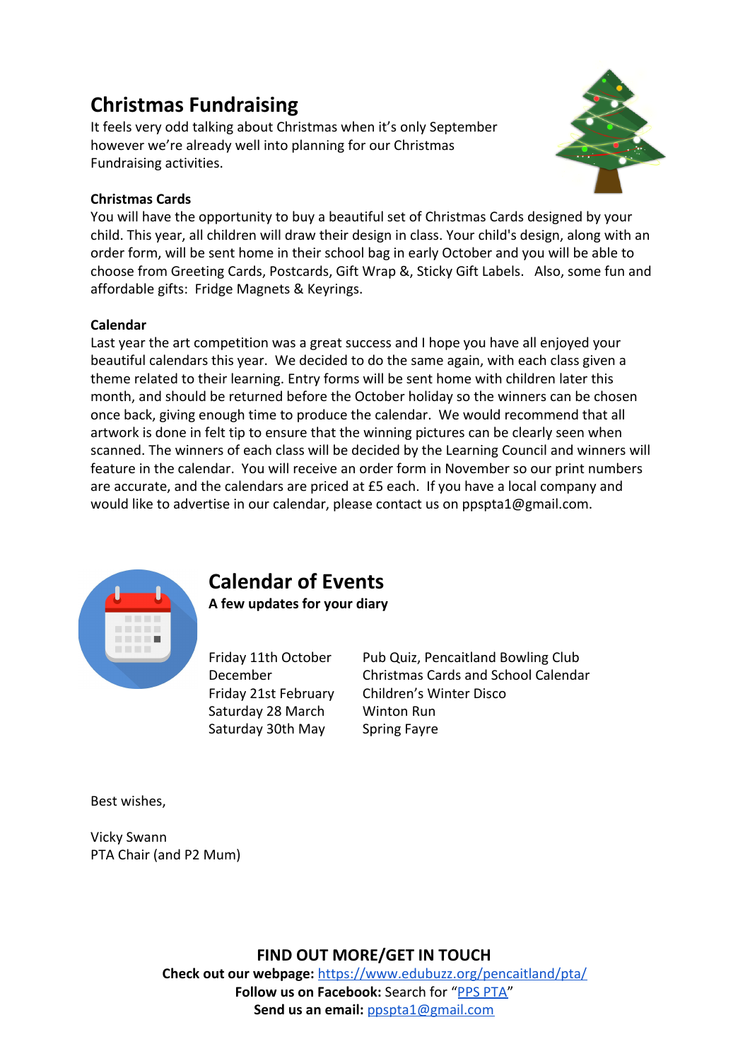## Christmas Fundraising

It feels very odd talking about Christmas when it's only September however we're already well into planning for our Christmas Fundraising activities.

**Christmas Cards**

You will have the opportunity to buy a beautiful set of Christmas Cards designed by your child. This year, all children will draw their design in class. Your child's design, along with an order form, will be sent home in their school bag in early October and you will be able to choose from Greeting Cards, Postcards, Gift Wrap &, Sticky Gift Labels. Also, some fun and affordable gifts: Fridge Magnets & Keyrings.

**Calendar**

Last year the art competition was a great success and I hope you have all enjoyed your beautiful calendars this year. We decided to do the same again, with each class given a theme related to their learning. Entry forms will be sent home with children later this month, and should be returned before the October holiday so the winners can be chosen once back, giving enough time to produce the calendar. We would recommend that all artwork is done in felt tip to ensure that the winning pictures can be clearly seen when scanned. The winners of each class will be decided by the Learning Council and winners will feature in the calendar. You will receive an order form in November so our print numbers are accurate, and the calendars are priced at £5 each. If you have a local company and would like to advertise in our calendar, please contact us on ppspta1@gmail.com.

## Calendar of Events

**A few updates for your diary**

| | |
|---|---|
| Friday 11th October | Pub Quiz, Pencaitland Bowling Club |
| December | Christmas Cards and School Calendar |
| Friday 21st February | Children's Winter Disco |
| Saturday 28 March | Winton Run |
| Saturday 30th May | Spring Fayre |

Best wishes,

Vicky Swann
PTA Chair (and P2 Mum)

### FIND OUT MORE/GET IN TOUCH

**Check out our webpage:** https://www.edubuzz.org/pencaitland/pta/
**Follow us on Facebook:** Search for "PPS PTA"
**Send us an email:** ppspta1@gmail.com